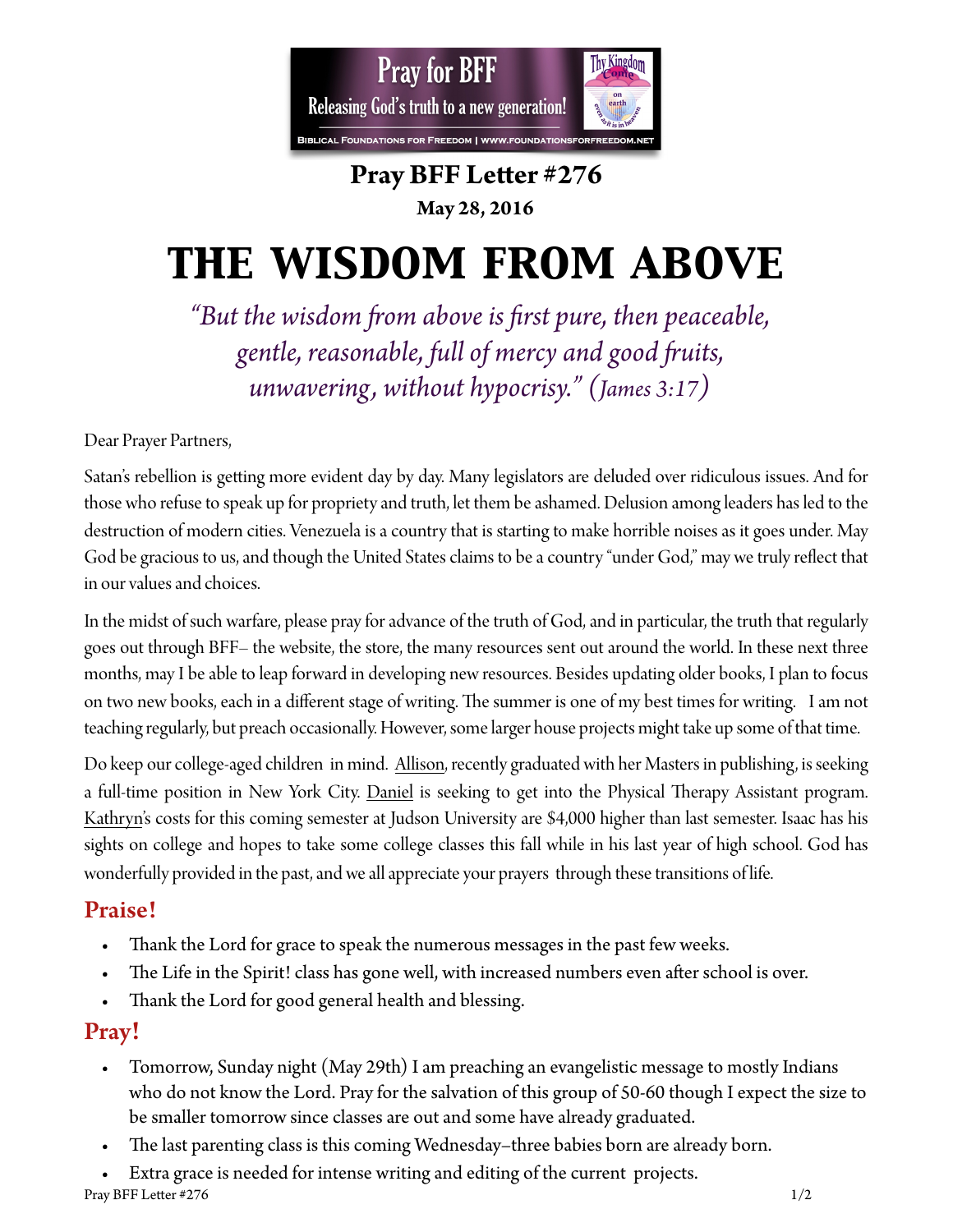Pray for BFF

Releasing God's truth to a new generation!

Biblical Foundations for Freedom | www.foundationsforfreedom.net

**Pray BFF Letter #276**

**May 28, 2016**

# THE WISDOM FROM ABOVE

*"But the wisdom from above is first pure, then peaceable, gentle, reasonable, full of mercy and good fruits, unwavering, without hypocrisy." (James 3:17)*

Dear Prayer Partners,

Satan's rebellion is getting more evident day by day. Many legislators are deluded over ridiculous issues. And for those who refuse to speak up for propriety and truth, let them be ashamed. Delusion among leaders has led to the destruction of modern cities. Venezuela is a country that is starting to make horrible noises as it goes under. May God be gracious to us, and though the United States claims to be a country "under God," may we truly reflect that in our values and choices.

In the midst of such warfare, please pray for advance of the truth of God, and in particular, the truth that regularly goes out through BFF– the website, the store, the many resources sent out around the world. In these next three months, may I be able to leap forward in developing new resources. Besides updating older books, I plan to focus on two new books, each in a different stage of writing. The summer is one of my best times for writing. I am not teaching regularly, but preach occasionally. However, some larger house projects might take up some of that time.

Do keep our college-aged children in mind. Allison, recently graduated with her Masters in publishing, is seeking a full-time position in New York City. Daniel is seeking to get into the Physical Therapy Assistant program. Kathryn's costs for this coming semester at Judson University are $4,000 higher than last semester. Isaac has his sights on college and hopes to take some college classes this fall while in his last year of high school. God has wonderfully provided in the past, and we all appreciate your prayers through these transitions of life.

## Praise!

- Thank the Lord for grace to speak the numerous messages in the past few weeks.
- The Life in the Spirit! class has gone well, with increased numbers even after school is over.
- Thank the Lord for good general health and blessing.

## Pray!

- Tomorrow, Sunday night (May 29th) I am preaching an evangelistic message to mostly Indians who do not know the Lord. Pray for the salvation of this group of 50-60 though I expect the size to be smaller tomorrow since classes are out and some have already graduated.
- The last parenting class is this coming Wednesday–three babies born are already born.
- Extra grace is needed for intense writing and editing of the current projects.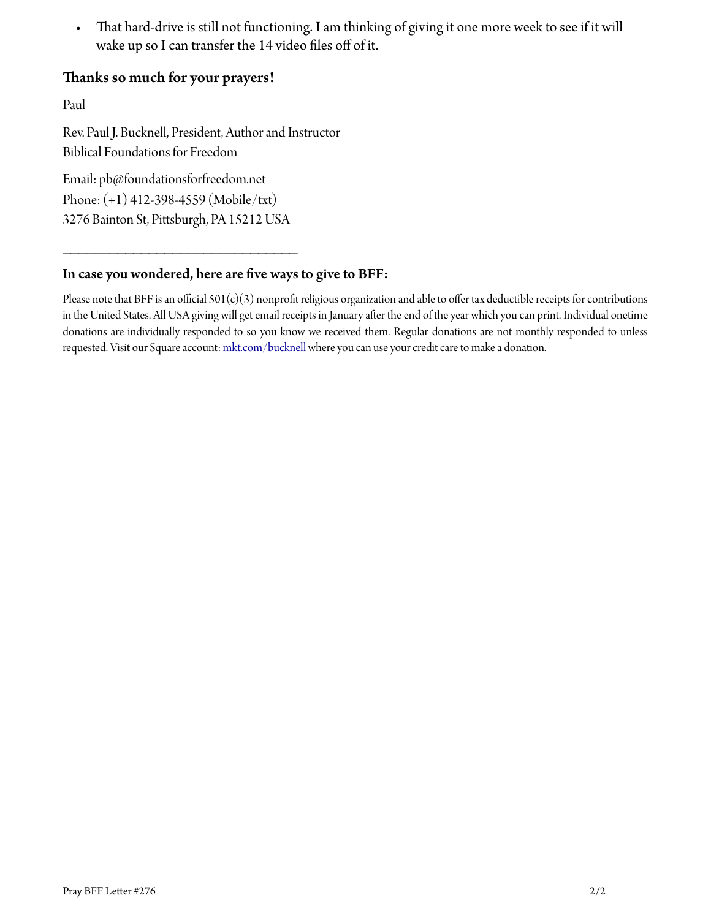- That hard-drive is still not functioning. I am thinking of giving it one more week to see if it will wake up so I can transfer the 14 video files off of it.

## Thanks so much for your prayers!

Paul

Rev. Paul J. Bucknell, President, Author and Instructor
Biblical Foundations for Freedom

Email: pb@foundationsforfreedom.net
Phone: (+1) 412-398-4559 (Mobile/txt)
3276 Bainton St, Pittsburgh, PA 15212 USA

---

### In case you wondered, here are five ways to give to BFF:

Please note that BFF is an official 501(c)(3) nonprofit religious organization and able to offer tax deductible receipts for contributions in the United States. All USA giving will get email receipts in January after the end of the year which you can print. Individual onetime donations are individually responded to so you know we received them. Regular donations are not monthly responded to unless requested. Visit our Square account: [mkt.com/bucknell](mkt.com/bucknell) where you can use your credit care to make a donation.